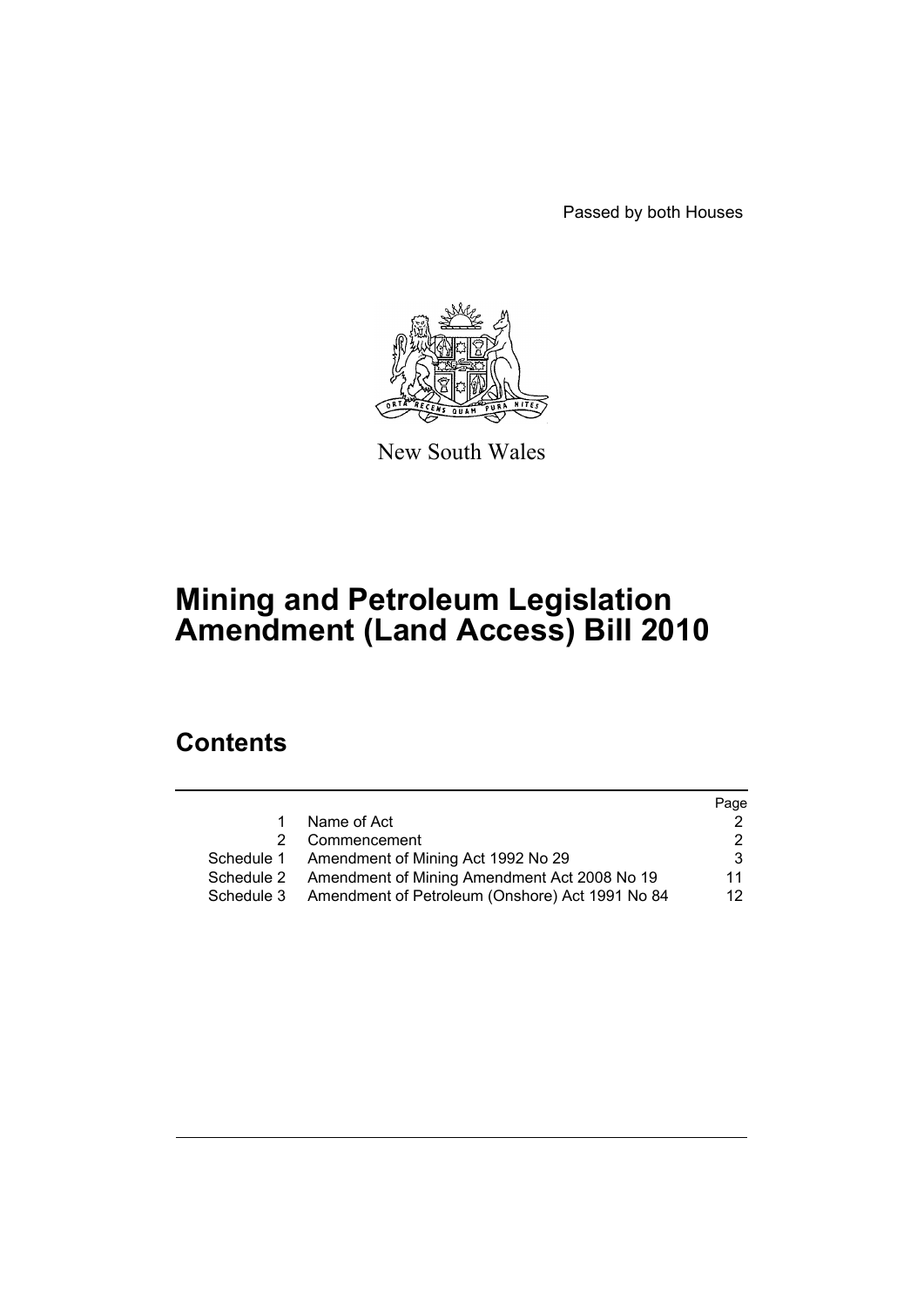Passed by both Houses

New South Wales

# Mining and Petroleum Legislation Amendment (Land Access) Bill 2010

## Contents

| | | Page |
|---|---|---|
| 1 | Name of Act | 2 |
| 2 | Commencement | 2 |
| Schedule 1 | Amendment of Mining Act 1992 No 29 | 3 |
| Schedule 2 | Amendment of Mining Amendment Act 2008 No 19 | 11 |
| Schedule 3 | Amendment of Petroleum (Onshore) Act 1991 No 84 | 12 |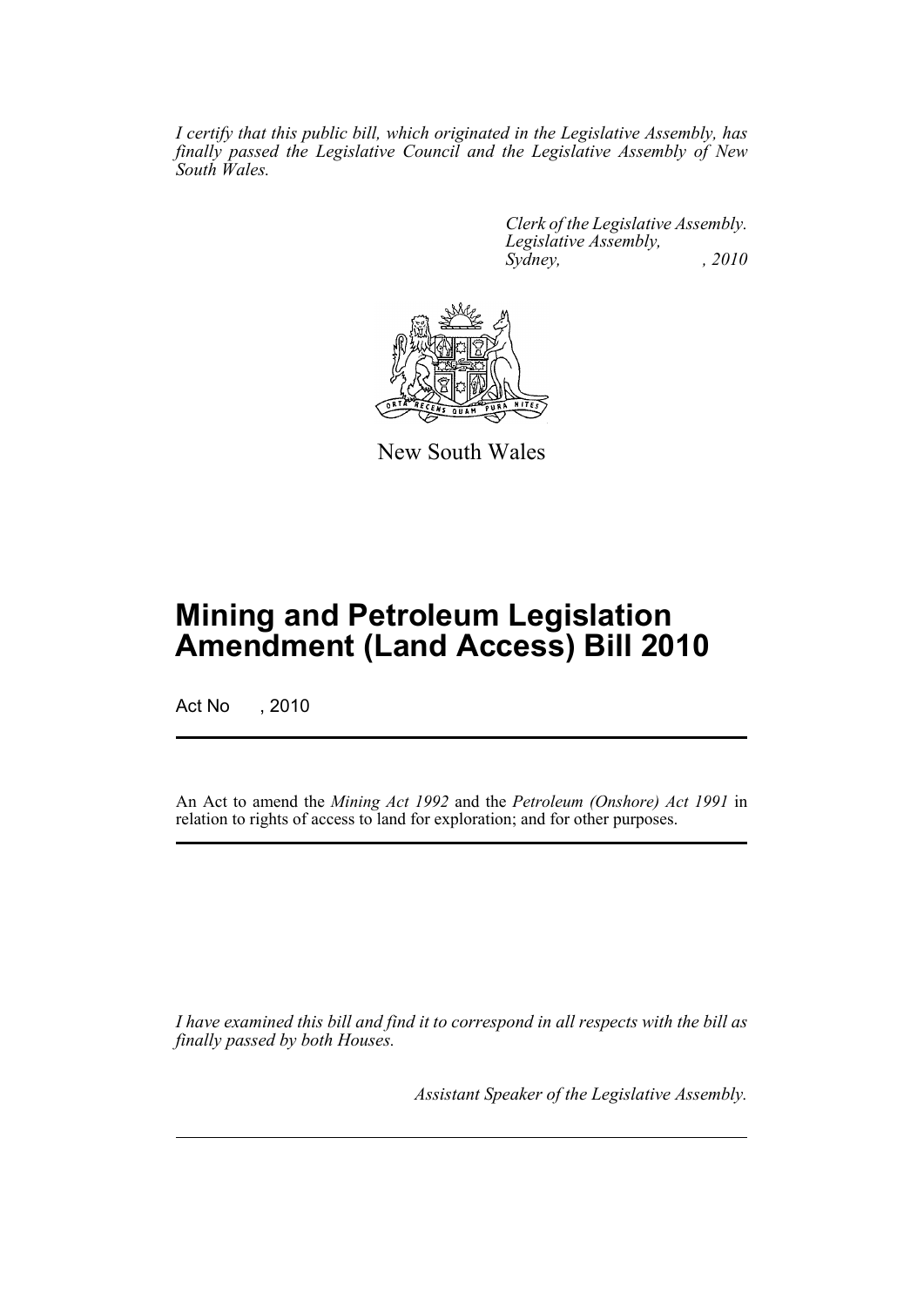*I certify that this public bill, which originated in the Legislative Assembly, has finally passed the Legislative Council and the Legislative Assembly of New South Wales.*

*Clerk of the Legislative Assembly.*
*Legislative Assembly,*
*Sydney, , 2010*

New South Wales

# Mining and Petroleum Legislation Amendment (Land Access) Bill 2010

Act No , 2010

An Act to amend the *Mining Act 1992* and the *Petroleum (Onshore) Act 1991* in relation to rights of access to land for exploration; and for other purposes.

*I have examined this bill and find it to correspond in all respects with the bill as finally passed by both Houses.*

*Assistant Speaker of the Legislative Assembly.*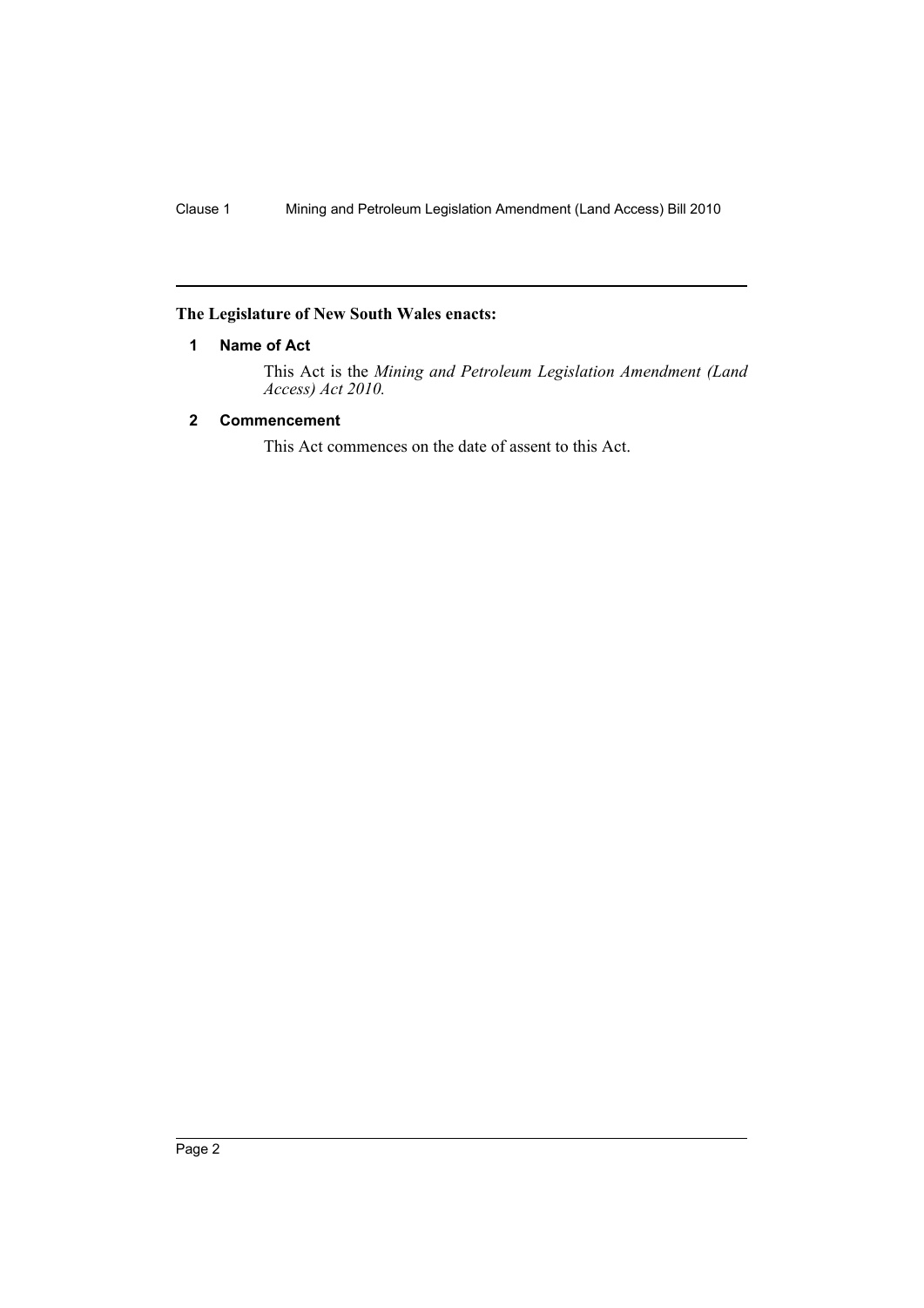**The Legislature of New South Wales enacts:**

## 1 Name of Act

This Act is the *Mining and Petroleum Legislation Amendment (Land Access) Act 2010.*

## 2 Commencement

This Act commences on the date of assent to this Act.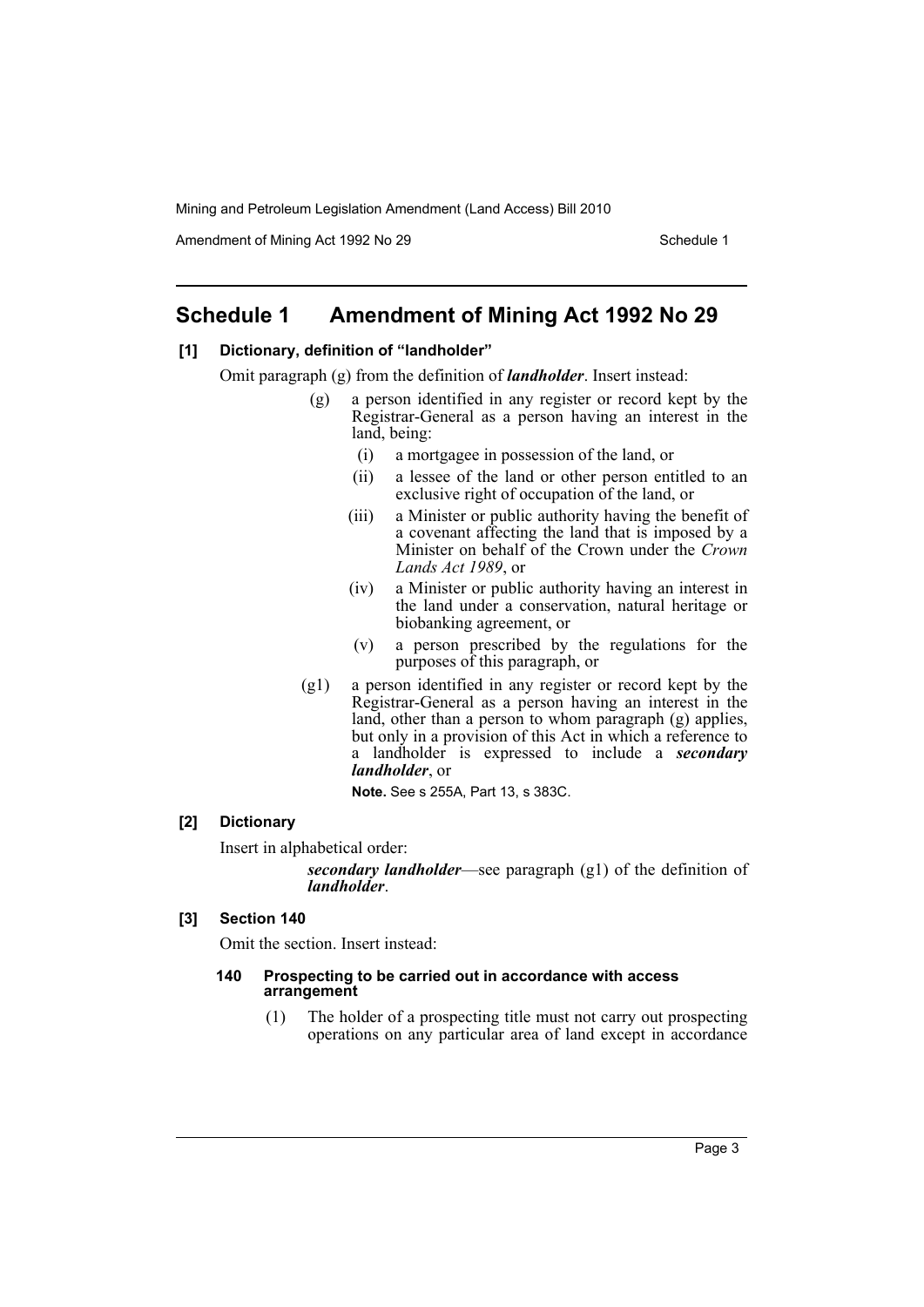## Schedule 1 Amendment of Mining Act 1992 No 29

**[1] Dictionary, definition of "landholder"**

Omit paragraph (g) from the definition of ***landholder***. Insert instead:

> (g) a person identified in any register or record kept by the Registrar-General as a person having an interest in the land, being:
>
> (i) a mortgagee in possession of the land, or
>
> (ii) a lessee of the land or other person entitled to an exclusive right of occupation of the land, or
>
> (iii) a Minister or public authority having the benefit of a covenant affecting the land that is imposed by a Minister on behalf of the Crown under the *Crown Lands Act 1989*, or
>
> (iv) a Minister or public authority having an interest in the land under a conservation, natural heritage or biobanking agreement, or
>
> (v) a person prescribed by the regulations for the purposes of this paragraph, or
>
> (g1) a person identified in any register or record kept by the Registrar-General as a person having an interest in the land, other than a person to whom paragraph (g) applies, but only in a provision of this Act in which a reference to a landholder is expressed to include a ***secondary landholder***, or
>
> **Note.** See s 255A, Part 13, s 383C.

**[2] Dictionary**

Insert in alphabetical order:

> ***secondary landholder***—see paragraph (g1) of the definition of ***landholder***.

**[3] Section 140**

Omit the section. Insert instead:

> **140 Prospecting to be carried out in accordance with access arrangement**
>
> (1) The holder of a prospecting title must not carry out prospecting operations on any particular area of land except in accordance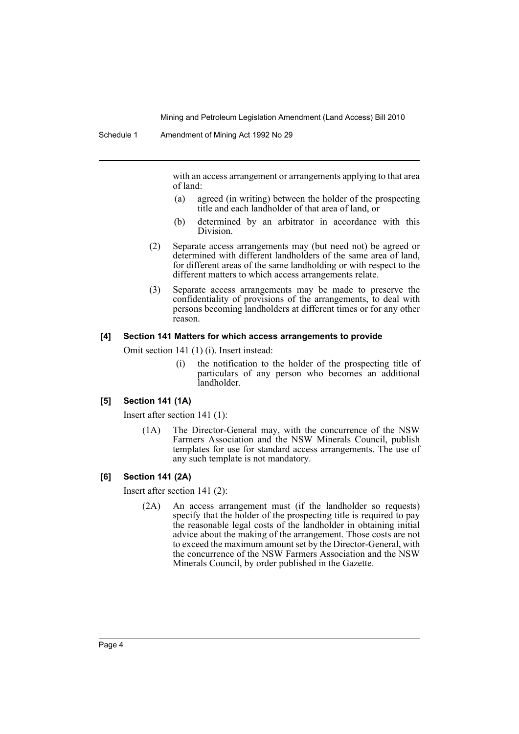with an access arrangement or arrangements applying to that area of land:

(a) agreed (in writing) between the holder of the prospecting title and each landholder of that area of land, or

(b) determined by an arbitrator in accordance with this Division.

(2) Separate access arrangements may (but need not) be agreed or determined with different landholders of the same area of land, for different areas of the same landholding or with respect to the different matters to which access arrangements relate.

(3) Separate access arrangements may be made to preserve the confidentiality of provisions of the arrangements, to deal with persons becoming landholders at different times or for any other reason.

#### [4] Section 141 Matters for which access arrangements to provide

Omit section 141 (1) (i). Insert instead:

(i) the notification to the holder of the prospecting title of particulars of any person who becomes an additional landholder.

#### [5] Section 141 (1A)

Insert after section 141 (1):

(1A) The Director-General may, with the concurrence of the NSW Farmers Association and the NSW Minerals Council, publish templates for use for standard access arrangements. The use of any such template is not mandatory.

#### [6] Section 141 (2A)

Insert after section 141 (2):

(2A) An access arrangement must (if the landholder so requests) specify that the holder of the prospecting title is required to pay the reasonable legal costs of the landholder in obtaining initial advice about the making of the arrangement. Those costs are not to exceed the maximum amount set by the Director-General, with the concurrence of the NSW Farmers Association and the NSW Minerals Council, by order published in the Gazette.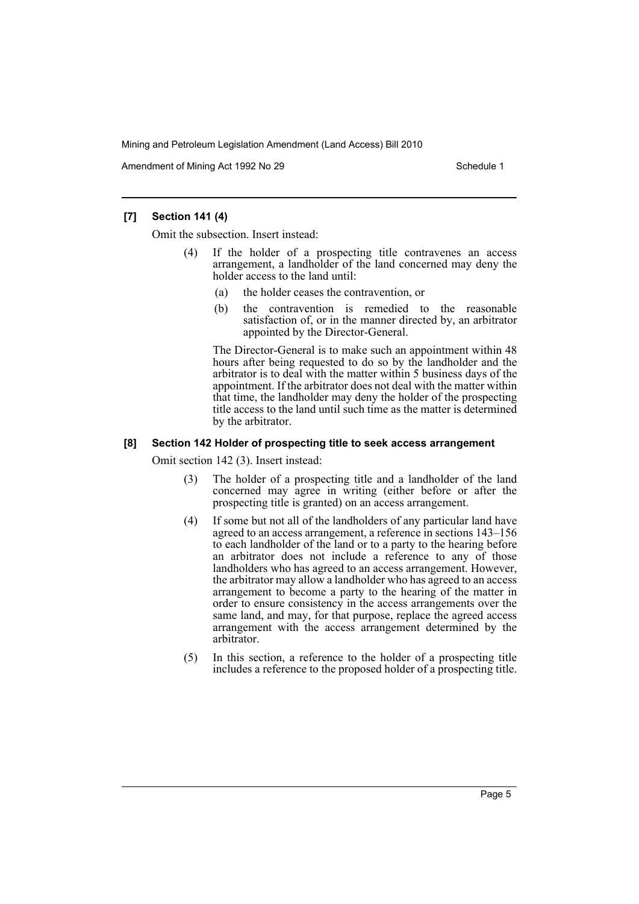**[7] Section 141 (4)**

Omit the subsection. Insert instead:

> (4) If the holder of a prospecting title contravenes an access arrangement, a landholder of the land concerned may deny the holder access to the land until:
>
> (a) the holder ceases the contravention, or
>
> (b) the contravention is remedied to the reasonable satisfaction of, or in the manner directed by, an arbitrator appointed by the Director-General.
>
> The Director-General is to make such an appointment within 48 hours after being requested to do so by the landholder and the arbitrator is to deal with the matter within 5 business days of the appointment. If the arbitrator does not deal with the matter within that time, the landholder may deny the holder of the prospecting title access to the land until such time as the matter is determined by the arbitrator.

**[8] Section 142 Holder of prospecting title to seek access arrangement**

Omit section 142 (3). Insert instead:

> (3) The holder of a prospecting title and a landholder of the land concerned may agree in writing (either before or after the prospecting title is granted) on an access arrangement.
>
> (4) If some but not all of the landholders of any particular land have agreed to an access arrangement, a reference in sections 143–156 to each landholder of the land or to a party to the hearing before an arbitrator does not include a reference to any of those landholders who has agreed to an access arrangement. However, the arbitrator may allow a landholder who has agreed to an access arrangement to become a party to the hearing of the matter in order to ensure consistency in the access arrangements over the same land, and may, for that purpose, replace the agreed access arrangement with the access arrangement determined by the arbitrator.
>
> (5) In this section, a reference to the holder of a prospecting title includes a reference to the proposed holder of a prospecting title.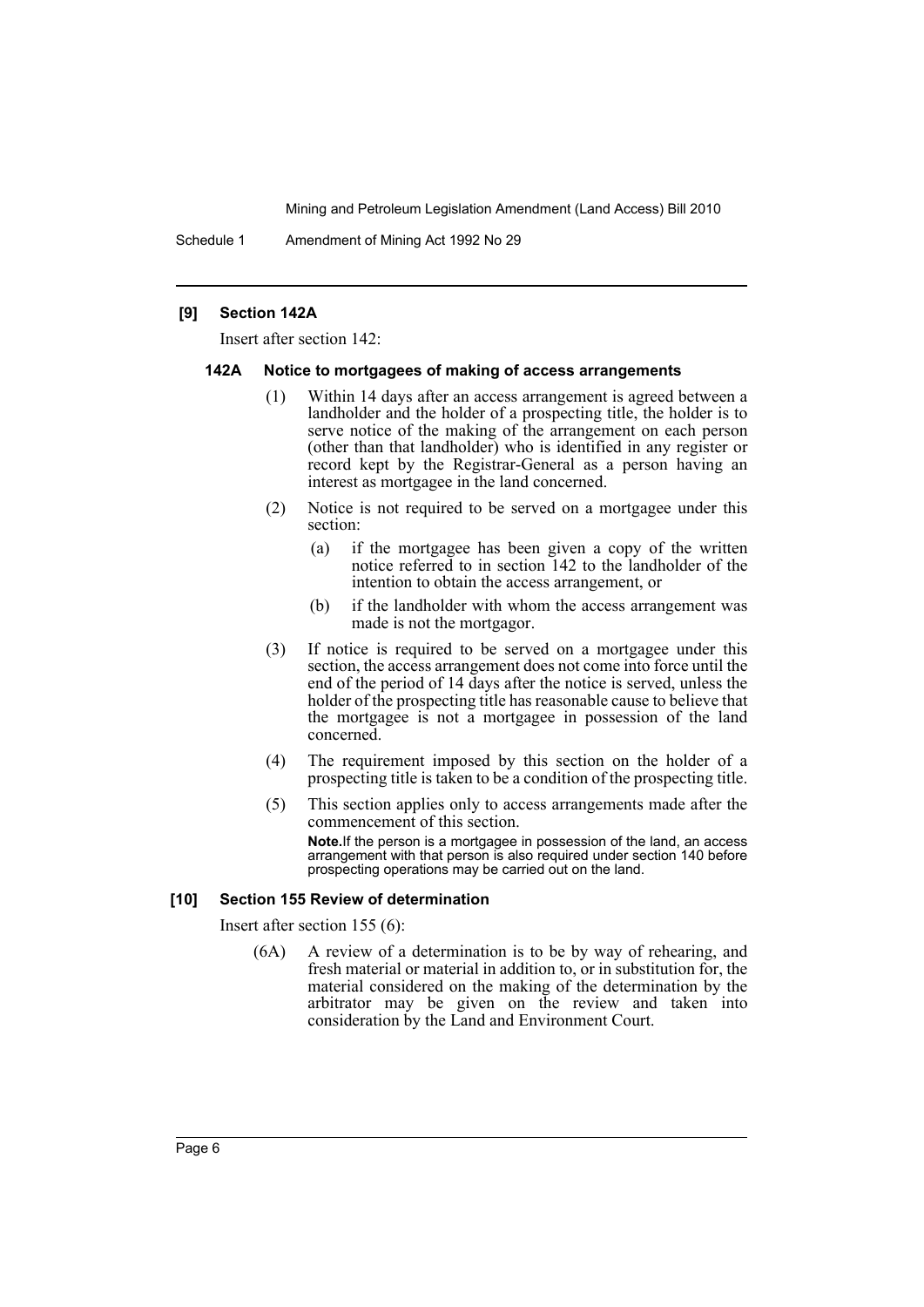### [9] Section 142A

Insert after section 142:

#### 142A Notice to mortgagees of making of access arrangements

(1) Within 14 days after an access arrangement is agreed between a landholder and the holder of a prospecting title, the holder is to serve notice of the making of the arrangement on each person (other than that landholder) who is identified in any register or record kept by the Registrar-General as a person having an interest as mortgagee in the land concerned.

(2) Notice is not required to be served on a mortgagee under this section:

- (a) if the mortgagee has been given a copy of the written notice referred to in section 142 to the landholder of the intention to obtain the access arrangement, or
- (b) if the landholder with whom the access arrangement was made is not the mortgagor.

(3) If notice is required to be served on a mortgagee under this section, the access arrangement does not come into force until the end of the period of 14 days after the notice is served, unless the holder of the prospecting title has reasonable cause to believe that the mortgagee is not a mortgagee in possession of the land concerned.

(4) The requirement imposed by this section on the holder of a prospecting title is taken to be a condition of the prospecting title.

(5) This section applies only to access arrangements made after the commencement of this section.

**Note.** If the person is a mortgagee in possession of the land, an access arrangement with that person is also required under section 140 before prospecting operations may be carried out on the land.

### [10] Section 155 Review of determination

Insert after section 155 (6):

(6A) A review of a determination is to be by way of rehearing, and fresh material or material in addition to, or in substitution for, the material considered on the making of the determination by the arbitrator may be given on the review and taken into consideration by the Land and Environment Court.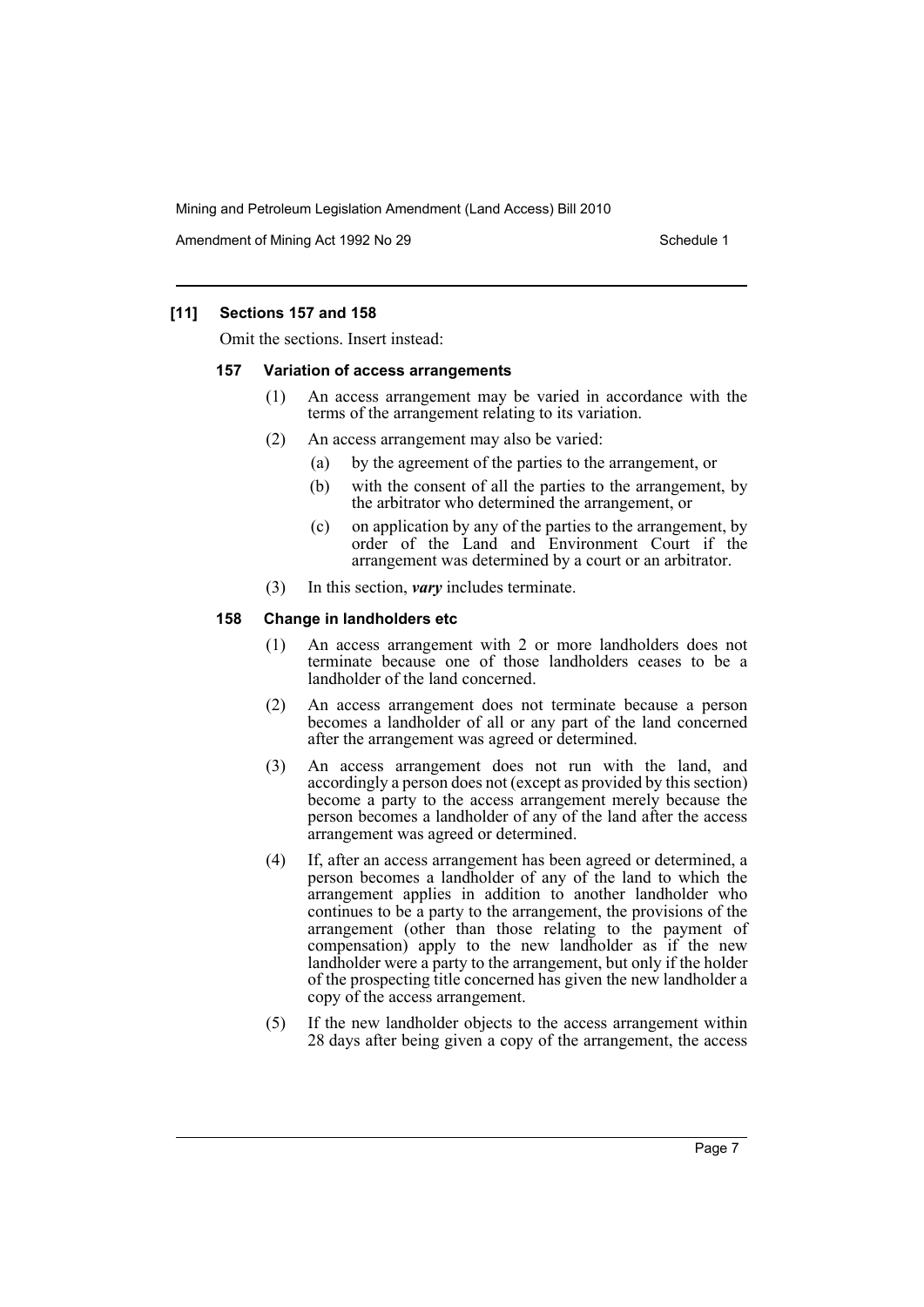### [11] Sections 157 and 158

Omit the sections. Insert instead:

#### 157 Variation of access arrangements

(1) An access arrangement may be varied in accordance with the terms of the arrangement relating to its variation.

(2) An access arrangement may also be varied:

(a) by the agreement of the parties to the arrangement, or

(b) with the consent of all the parties to the arrangement, by the arbitrator who determined the arrangement, or

(c) on application by any of the parties to the arrangement, by order of the Land and Environment Court if the arrangement was determined by a court or an arbitrator.

(3) In this section, ***vary*** includes terminate.

#### 158 Change in landholders etc

(1) An access arrangement with 2 or more landholders does not terminate because one of those landholders ceases to be a landholder of the land concerned.

(2) An access arrangement does not terminate because a person becomes a landholder of all or any part of the land concerned after the arrangement was agreed or determined.

(3) An access arrangement does not run with the land, and accordingly a person does not (except as provided by this section) become a party to the access arrangement merely because the person becomes a landholder of any of the land after the access arrangement was agreed or determined.

(4) If, after an access arrangement has been agreed or determined, a person becomes a landholder of any of the land to which the arrangement applies in addition to another landholder who continues to be a party to the arrangement, the provisions of the arrangement (other than those relating to the payment of compensation) apply to the new landholder as if the new landholder were a party to the arrangement, but only if the holder of the prospecting title concerned has given the new landholder a copy of the access arrangement.

(5) If the new landholder objects to the access arrangement within 28 days after being given a copy of the arrangement, the access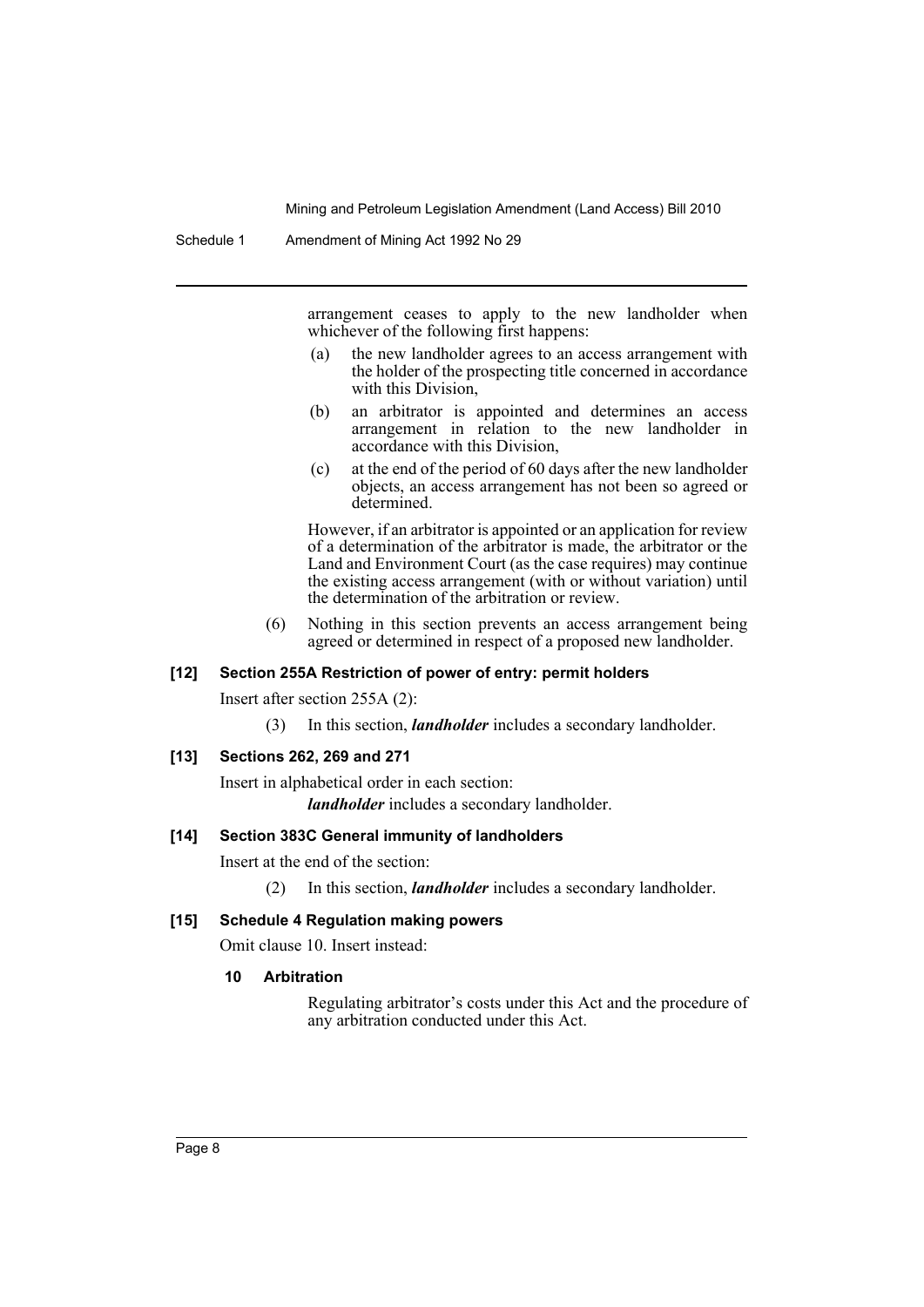arrangement ceases to apply to the new landholder when whichever of the following first happens:

(a) the new landholder agrees to an access arrangement with the holder of the prospecting title concerned in accordance with this Division,

(b) an arbitrator is appointed and determines an access arrangement in relation to the new landholder in accordance with this Division,

(c) at the end of the period of 60 days after the new landholder objects, an access arrangement has not been so agreed or determined.

However, if an arbitrator is appointed or an application for review of a determination of the arbitrator is made, the arbitrator or the Land and Environment Court (as the case requires) may continue the existing access arrangement (with or without variation) until the determination of the arbitration or review.

(6) Nothing in this section prevents an access arrangement being agreed or determined in respect of a proposed new landholder.

#### [12] Section 255A Restriction of power of entry: permit holders

Insert after section 255A (2):

(3) In this section, ***landholder*** includes a secondary landholder.

#### [13] Sections 262, 269 and 271

Insert in alphabetical order in each section:

***landholder*** includes a secondary landholder.

#### [14] Section 383C General immunity of landholders

Insert at the end of the section:

(2) In this section, ***landholder*** includes a secondary landholder.

#### [15] Schedule 4 Regulation making powers

Omit clause 10. Insert instead:

**10 Arbitration**

Regulating arbitrator's costs under this Act and the procedure of any arbitration conducted under this Act.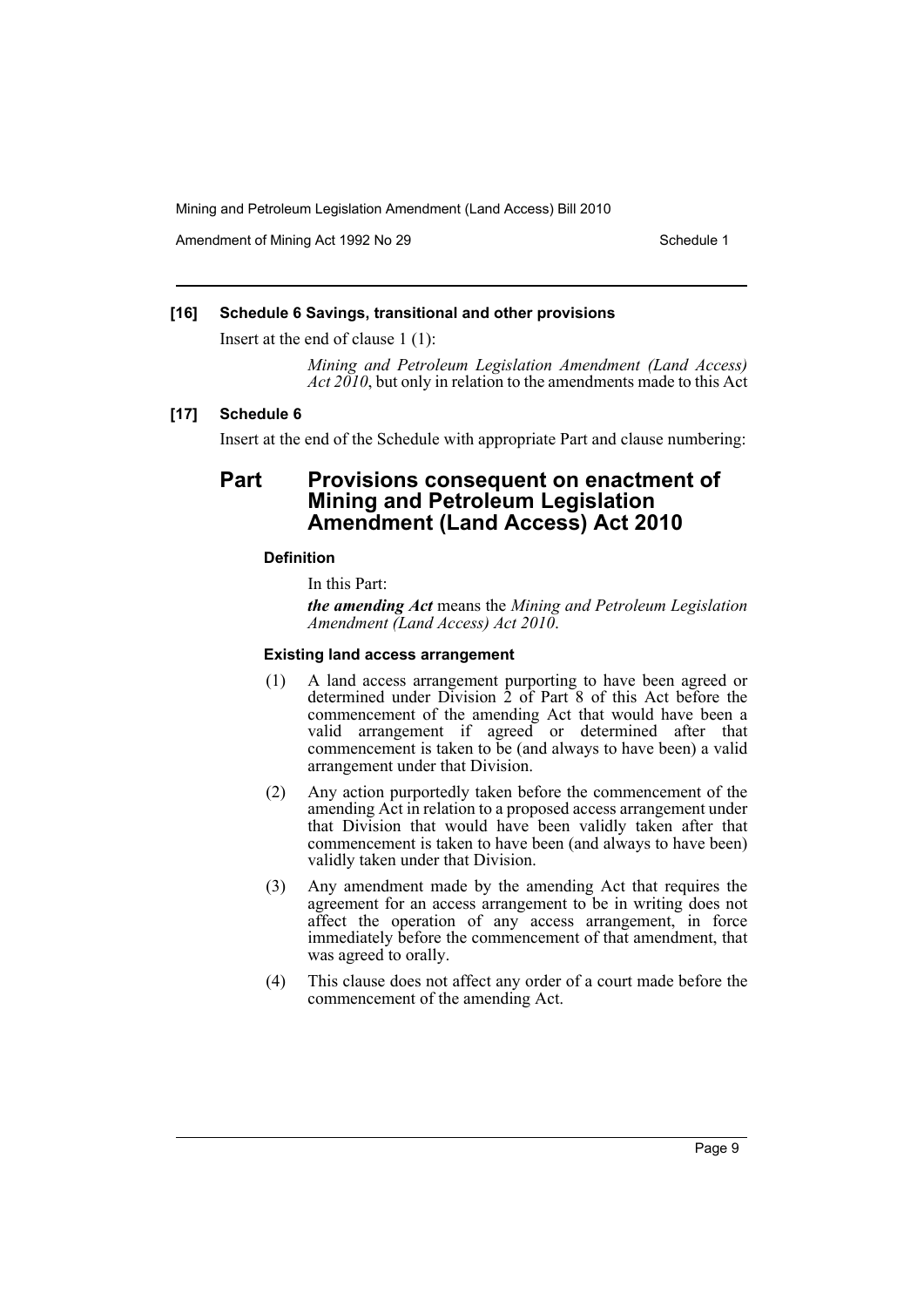**[16] Schedule 6 Savings, transitional and other provisions**

Insert at the end of clause 1 (1):

> *Mining and Petroleum Legislation Amendment (Land Access) Act 2010*, but only in relation to the amendments made to this Act

**[17] Schedule 6**

Insert at the end of the Schedule with appropriate Part and clause numbering:

## Part Provisions consequent on enactment of Mining and Petroleum Legislation Amendment (Land Access) Act 2010

#### Definition

In this Part:

***the amending Act*** means the *Mining and Petroleum Legislation Amendment (Land Access) Act 2010*.

#### Existing land access arrangement

(1) A land access arrangement purporting to have been agreed or determined under Division 2 of Part 8 of this Act before the commencement of the amending Act that would have been a valid arrangement if agreed or determined after that commencement is taken to be (and always to have been) a valid arrangement under that Division.

(2) Any action purportedly taken before the commencement of the amending Act in relation to a proposed access arrangement under that Division that would have been validly taken after that commencement is taken to have been (and always to have been) validly taken under that Division.

(3) Any amendment made by the amending Act that requires the agreement for an access arrangement to be in writing does not affect the operation of any access arrangement, in force immediately before the commencement of that amendment, that was agreed to orally.

(4) This clause does not affect any order of a court made before the commencement of the amending Act.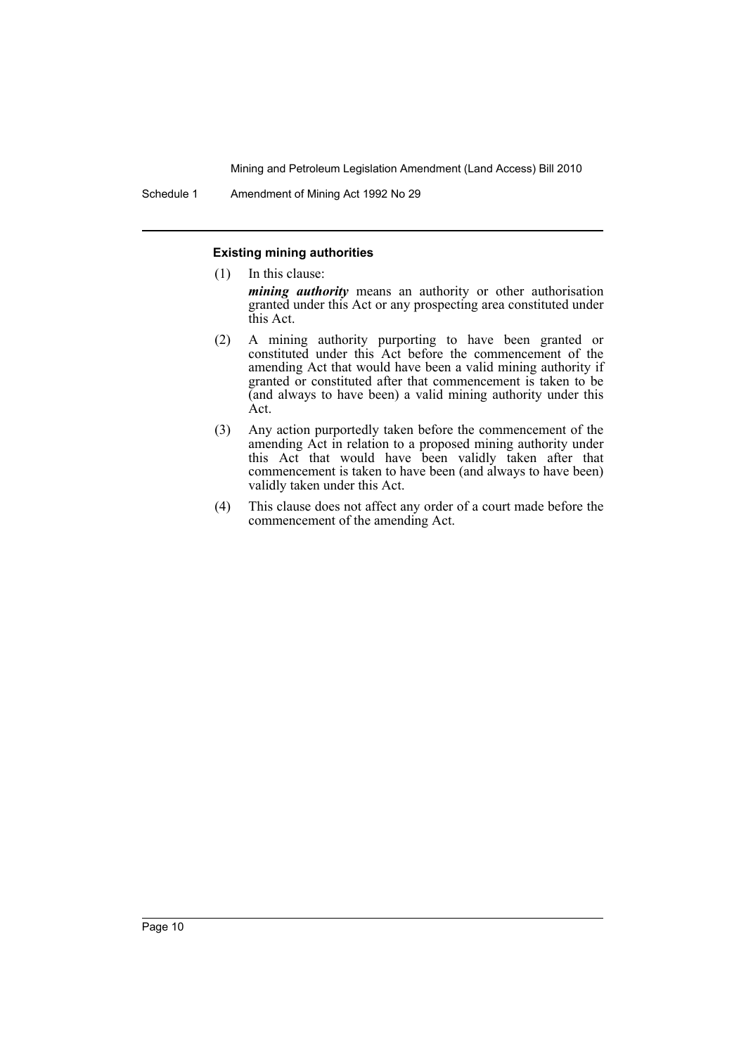#### Existing mining authorities

(1) In this clause:

***mining authority*** means an authority or other authorisation granted under this Act or any prospecting area constituted under this Act.

(2) A mining authority purporting to have been granted or constituted under this Act before the commencement of the amending Act that would have been a valid mining authority if granted or constituted after that commencement is taken to be (and always to have been) a valid mining authority under this Act.

(3) Any action purportedly taken before the commencement of the amending Act in relation to a proposed mining authority under this Act that would have been validly taken after that commencement is taken to have been (and always to have been) validly taken under this Act.

(4) This clause does not affect any order of a court made before the commencement of the amending Act.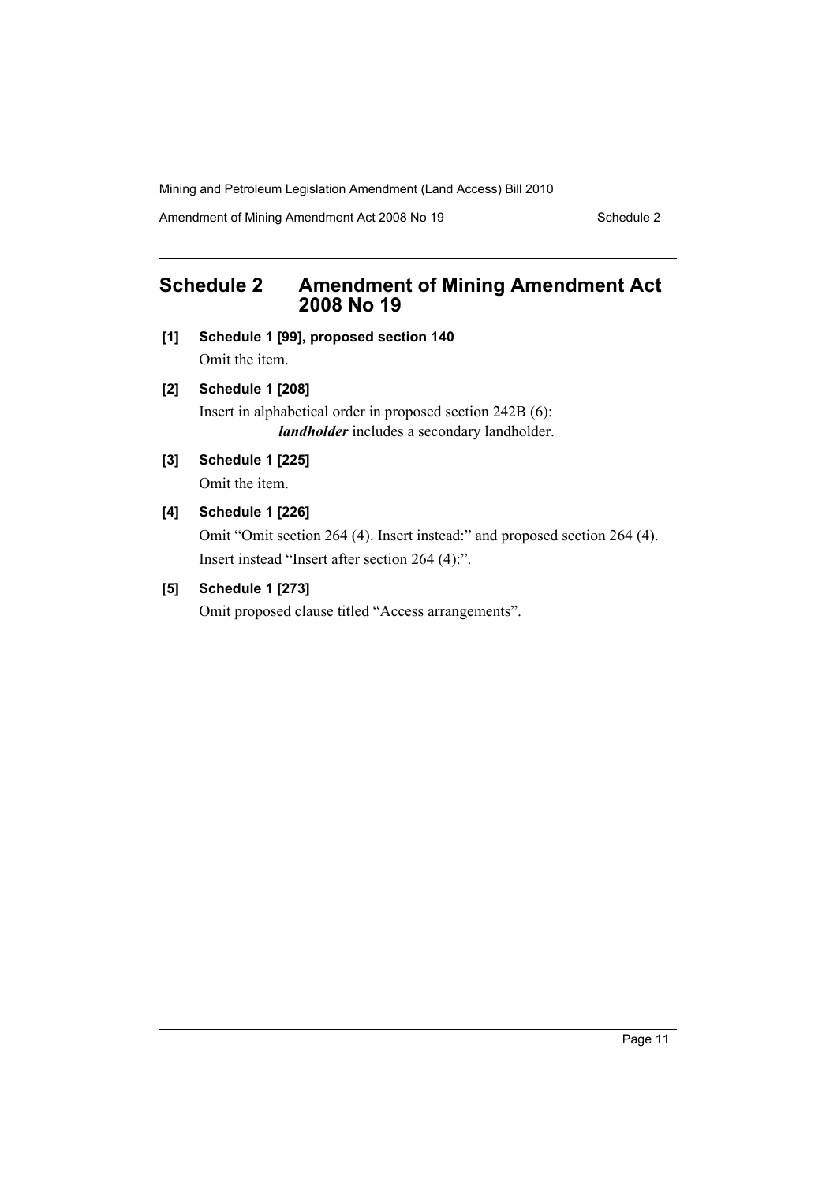## Schedule 2 Amendment of Mining Amendment Act 2008 No 19

**[1] Schedule 1 [99], proposed section 140**

Omit the item.

**[2] Schedule 1 [208]**

Insert in alphabetical order in proposed section 242B (6):

***landholder*** includes a secondary landholder.

**[3] Schedule 1 [225]**

Omit the item.

**[4] Schedule 1 [226]**

Omit "Omit section 264 (4). Insert instead:" and proposed section 264 (4).

Insert instead "Insert after section 264 (4):".

**[5] Schedule 1 [273]**

Omit proposed clause titled "Access arrangements".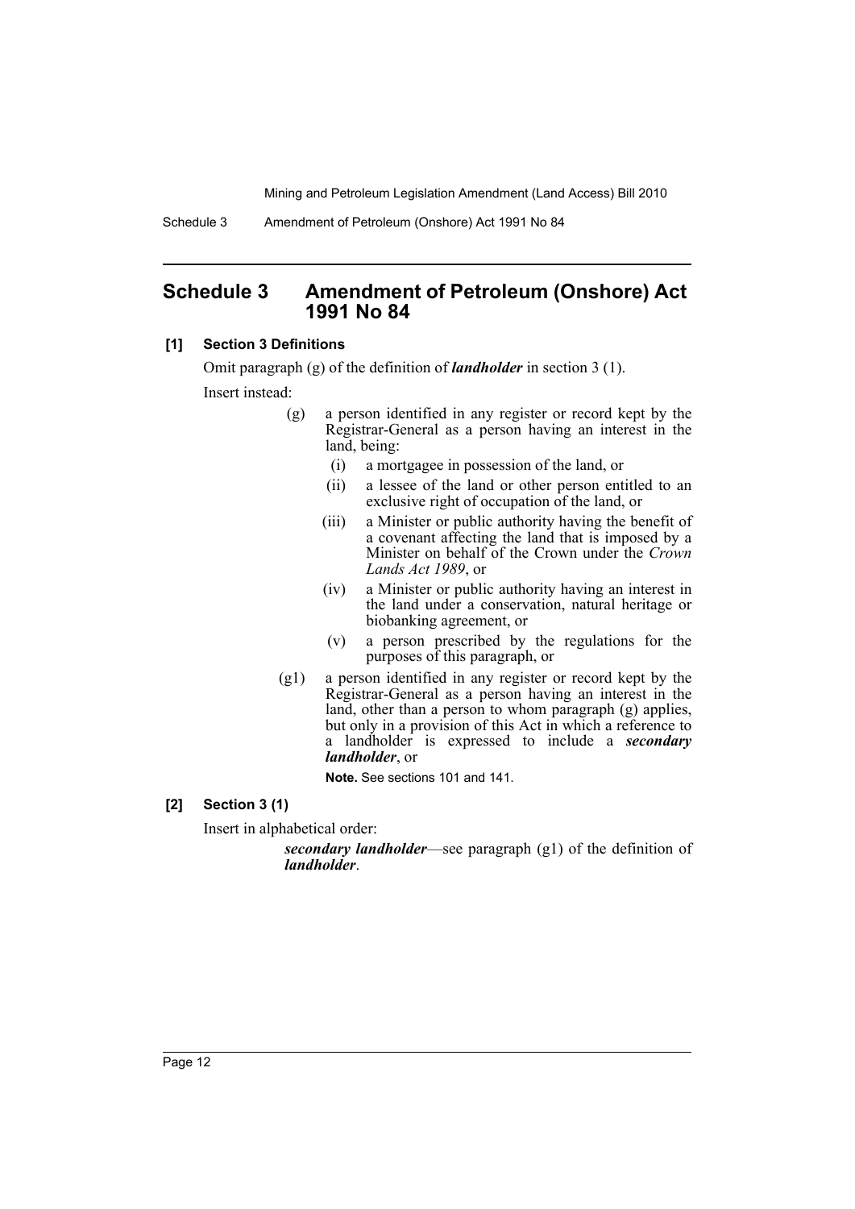# Schedule 3 Amendment of Petroleum (Onshore) Act 1991 No 84

**[1] Section 3 Definitions**

Omit paragraph (g) of the definition of ***landholder*** in section 3 (1).

Insert instead:

- (g) a person identified in any register or record kept by the Registrar-General as a person having an interest in the land, being:
  - (i) a mortgagee in possession of the land, or
  - (ii) a lessee of the land or other person entitled to an exclusive right of occupation of the land, or
  - (iii) a Minister or public authority having the benefit of a covenant affecting the land that is imposed by a Minister on behalf of the Crown under the *Crown Lands Act 1989*, or
  - (iv) a Minister or public authority having an interest in the land under a conservation, natural heritage or biobanking agreement, or
  - (v) a person prescribed by the regulations for the purposes of this paragraph, or
- (g1) a person identified in any register or record kept by the Registrar-General as a person having an interest in the land, other than a person to whom paragraph (g) applies, but only in a provision of this Act in which a reference to a landholder is expressed to include a ***secondary landholder***, or

  **Note.** See sections 101 and 141.

**[2] Section 3 (1)**

Insert in alphabetical order:

***secondary landholder***—see paragraph (g1) of the definition of ***landholder***.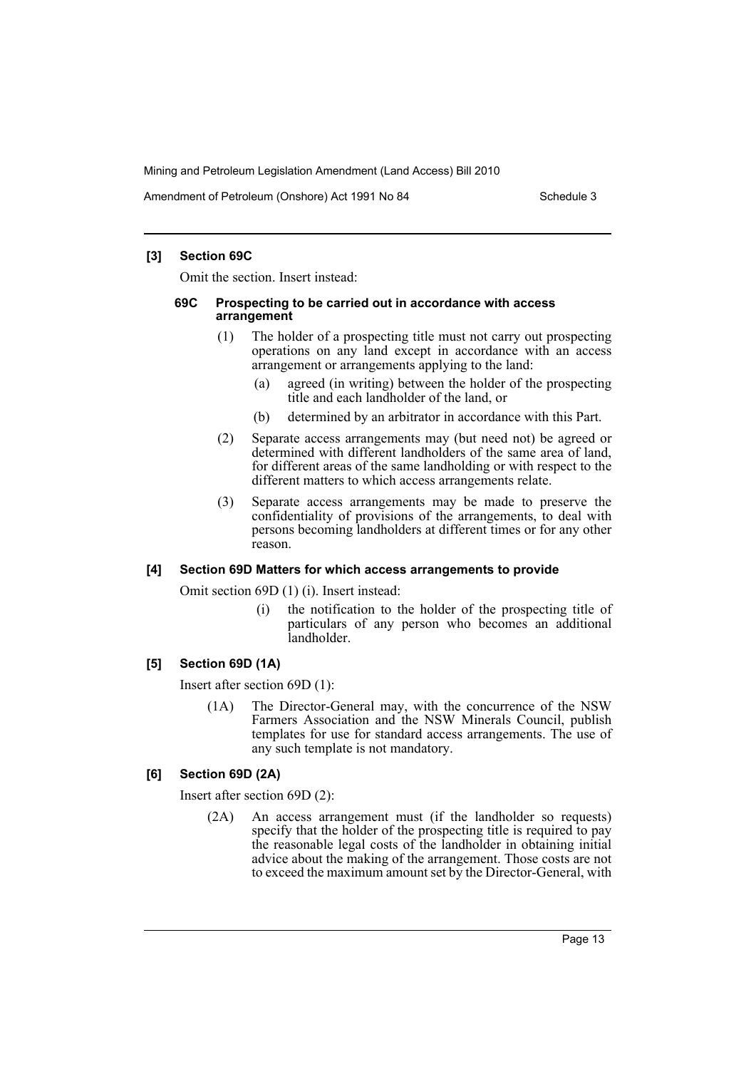**[3] Section 69C**

Omit the section. Insert instead:

**69C Prospecting to be carried out in accordance with access arrangement**

(1) The holder of a prospecting title must not carry out prospecting operations on any land except in accordance with an access arrangement or arrangements applying to the land:

(a) agreed (in writing) between the holder of the prospecting title and each landholder of the land, or

(b) determined by an arbitrator in accordance with this Part.

(2) Separate access arrangements may (but need not) be agreed or determined with different landholders of the same area of land, for different areas of the same landholding or with respect to the different matters to which access arrangements relate.

(3) Separate access arrangements may be made to preserve the confidentiality of provisions of the arrangements, to deal with persons becoming landholders at different times or for any other reason.

**[4] Section 69D Matters for which access arrangements to provide**

Omit section 69D (1) (i). Insert instead:

(i) the notification to the holder of the prospecting title of particulars of any person who becomes an additional landholder.

**[5] Section 69D (1A)**

Insert after section 69D (1):

(1A) The Director-General may, with the concurrence of the NSW Farmers Association and the NSW Minerals Council, publish templates for use for standard access arrangements. The use of any such template is not mandatory.

**[6] Section 69D (2A)**

Insert after section 69D (2):

(2A) An access arrangement must (if the landholder so requests) specify that the holder of the prospecting title is required to pay the reasonable legal costs of the landholder in obtaining initial advice about the making of the arrangement. Those costs are not to exceed the maximum amount set by the Director-General, with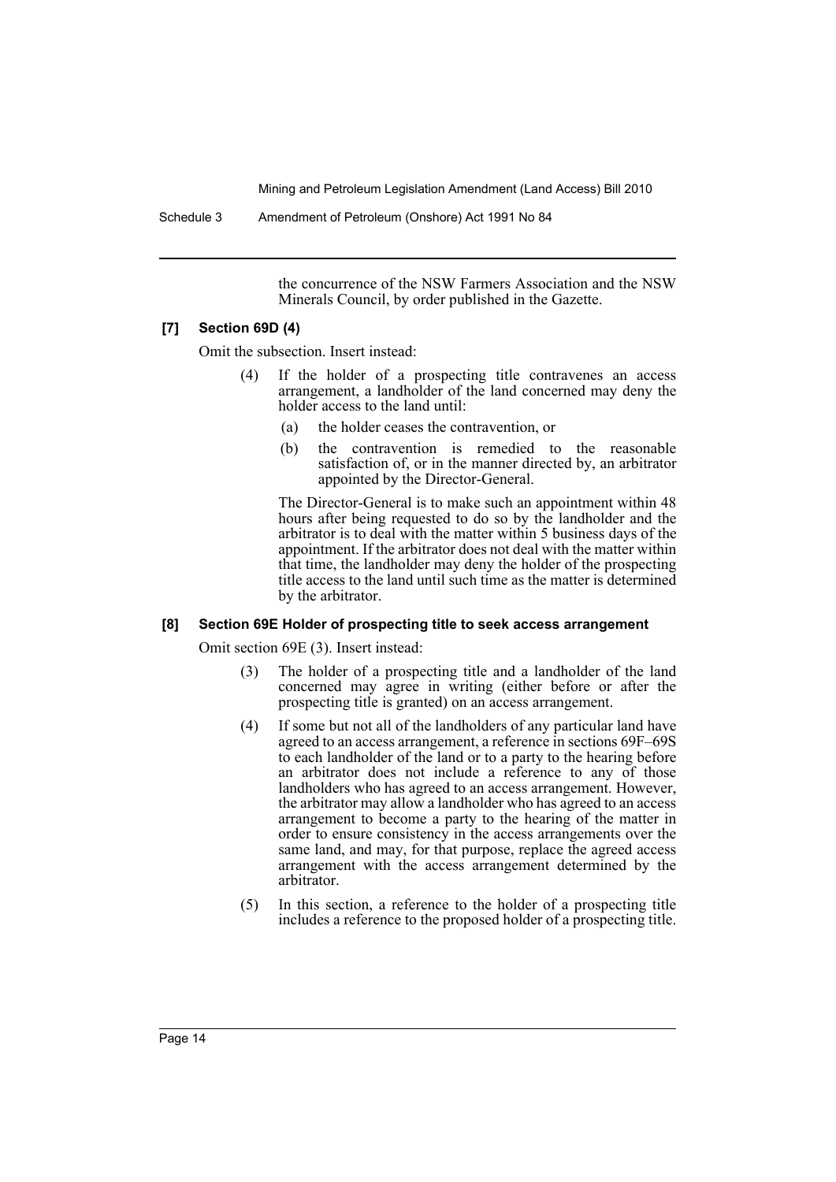the concurrence of the NSW Farmers Association and the NSW Minerals Council, by order published in the Gazette.

**[7] Section 69D (4)**

Omit the subsection. Insert instead:

(4) If the holder of a prospecting title contravenes an access arrangement, a landholder of the land concerned may deny the holder access to the land until:

(a) the holder ceases the contravention, or

(b) the contravention is remedied to the reasonable satisfaction of, or in the manner directed by, an arbitrator appointed by the Director-General.

The Director-General is to make such an appointment within 48 hours after being requested to do so by the landholder and the arbitrator is to deal with the matter within 5 business days of the appointment. If the arbitrator does not deal with the matter within that time, the landholder may deny the holder of the prospecting title access to the land until such time as the matter is determined by the arbitrator.

**[8] Section 69E Holder of prospecting title to seek access arrangement**

Omit section 69E (3). Insert instead:

(3) The holder of a prospecting title and a landholder of the land concerned may agree in writing (either before or after the prospecting title is granted) on an access arrangement.

(4) If some but not all of the landholders of any particular land have agreed to an access arrangement, a reference in sections 69F–69S to each landholder of the land or to a party to the hearing before an arbitrator does not include a reference to any of those landholders who has agreed to an access arrangement. However, the arbitrator may allow a landholder who has agreed to an access arrangement to become a party to the hearing of the matter in order to ensure consistency in the access arrangements over the same land, and may, for that purpose, replace the agreed access arrangement with the access arrangement determined by the arbitrator.

(5) In this section, a reference to the holder of a prospecting title includes a reference to the proposed holder of a prospecting title.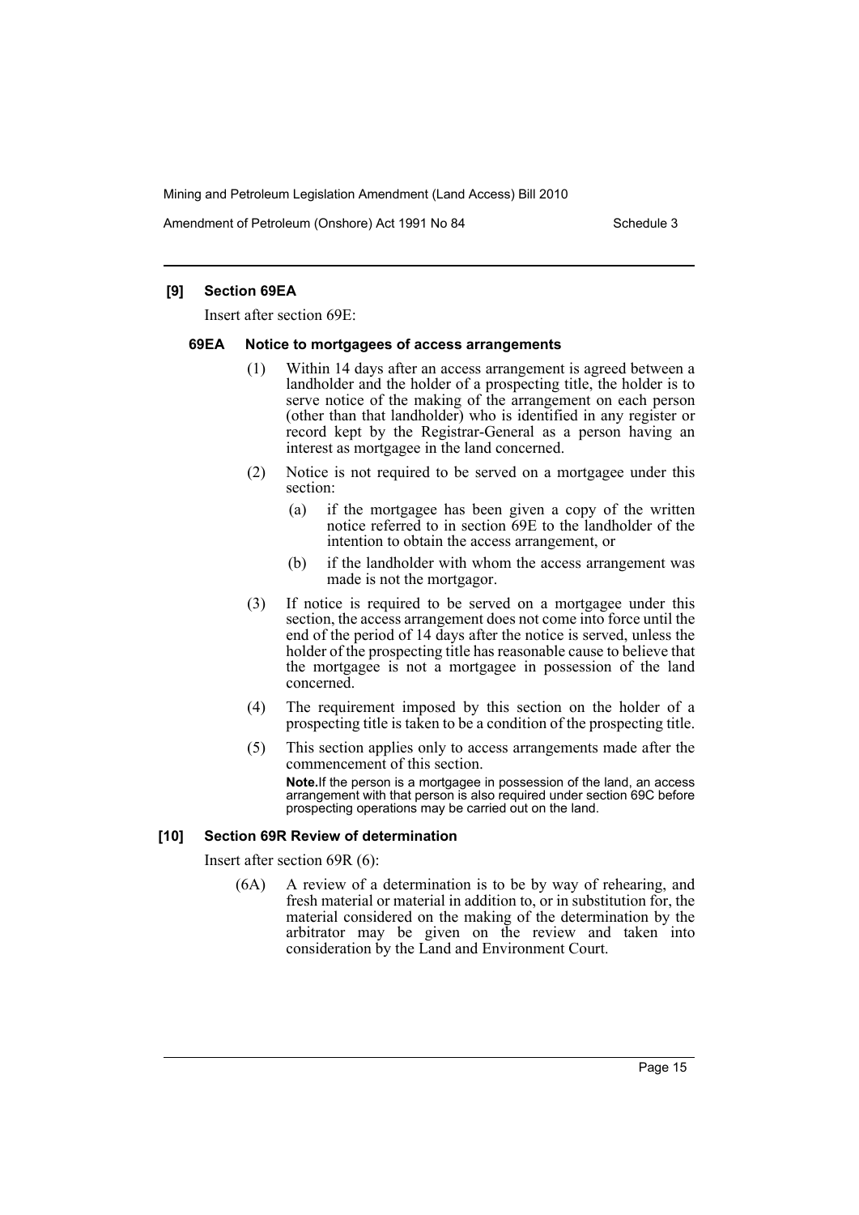### [9] Section 69EA

Insert after section 69E:

#### 69EA Notice to mortgagees of access arrangements

(1) Within 14 days after an access arrangement is agreed between a landholder and the holder of a prospecting title, the holder is to serve notice of the making of the arrangement on each person (other than that landholder) who is identified in any register or record kept by the Registrar-General as a person having an interest as mortgagee in the land concerned.

(2) Notice is not required to be served on a mortgagee under this section:

- (a) if the mortgagee has been given a copy of the written notice referred to in section 69E to the landholder of the intention to obtain the access arrangement, or
- (b) if the landholder with whom the access arrangement was made is not the mortgagor.

(3) If notice is required to be served on a mortgagee under this section, the access arrangement does not come into force until the end of the period of 14 days after the notice is served, unless the holder of the prospecting title has reasonable cause to believe that the mortgagee is not a mortgagee in possession of the land concerned.

(4) The requirement imposed by this section on the holder of a prospecting title is taken to be a condition of the prospecting title.

(5) This section applies only to access arrangements made after the commencement of this section.

**Note.** If the person is a mortgagee in possession of the land, an access arrangement with that person is also required under section 69C before prospecting operations may be carried out on the land.

### [10] Section 69R Review of determination

Insert after section 69R (6):

(6A) A review of a determination is to be by way of rehearing, and fresh material or material in addition to, or in substitution for, the material considered on the making of the determination by the arbitrator may be given on the review and taken into consideration by the Land and Environment Court.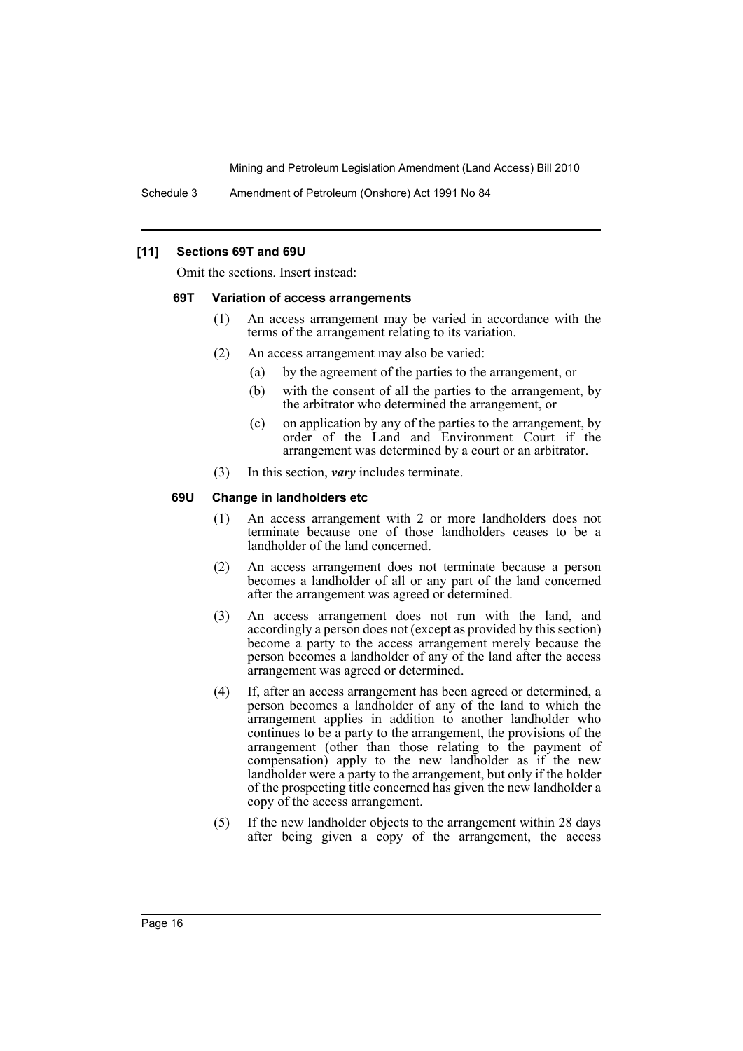### [11] Sections 69T and 69U

Omit the sections. Insert instead:

#### 69T Variation of access arrangements

(1) An access arrangement may be varied in accordance with the terms of the arrangement relating to its variation.

(2) An access arrangement may also be varied:

(a) by the agreement of the parties to the arrangement, or

(b) with the consent of all the parties to the arrangement, by the arbitrator who determined the arrangement, or

(c) on application by any of the parties to the arrangement, by order of the Land and Environment Court if the arrangement was determined by a court or an arbitrator.

(3) In this section, ***vary*** includes terminate.

#### 69U Change in landholders etc

(1) An access arrangement with 2 or more landholders does not terminate because one of those landholders ceases to be a landholder of the land concerned.

(2) An access arrangement does not terminate because a person becomes a landholder of all or any part of the land concerned after the arrangement was agreed or determined.

(3) An access arrangement does not run with the land, and accordingly a person does not (except as provided by this section) become a party to the access arrangement merely because the person becomes a landholder of any of the land after the access arrangement was agreed or determined.

(4) If, after an access arrangement has been agreed or determined, a person becomes a landholder of any of the land to which the arrangement applies in addition to another landholder who continues to be a party to the arrangement, the provisions of the arrangement (other than those relating to the payment of compensation) apply to the new landholder as if the new landholder were a party to the arrangement, but only if the holder of the prospecting title concerned has given the new landholder a copy of the access arrangement.

(5) If the new landholder objects to the arrangement within 28 days after being given a copy of the arrangement, the access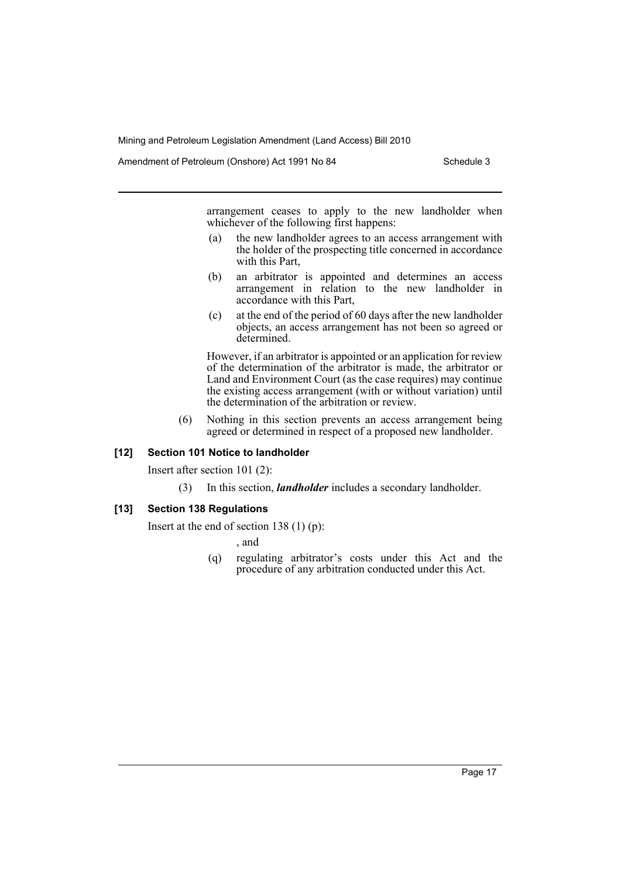arrangement ceases to apply to the new landholder when whichever of the following first happens:

- (a) the new landholder agrees to an access arrangement with the holder of the prospecting title concerned in accordance with this Part,
- (b) an arbitrator is appointed and determines an access arrangement in relation to the new landholder in accordance with this Part,
- (c) at the end of the period of 60 days after the new landholder objects, an access arrangement has not been so agreed or determined.

However, if an arbitrator is appointed or an application for review of the determination of the arbitrator is made, the arbitrator or Land and Environment Court (as the case requires) may continue the existing access arrangement (with or without variation) until the determination of the arbitration or review.

(6) Nothing in this section prevents an access arrangement being agreed or determined in respect of a proposed new landholder.

### [12] Section 101 Notice to landholder

Insert after section 101 (2):

(3) In this section, ***landholder*** includes a secondary landholder.

### [13] Section 138 Regulations

Insert at the end of section 138 (1) (p):

, and

(q) regulating arbitrator's costs under this Act and the procedure of any arbitration conducted under this Act.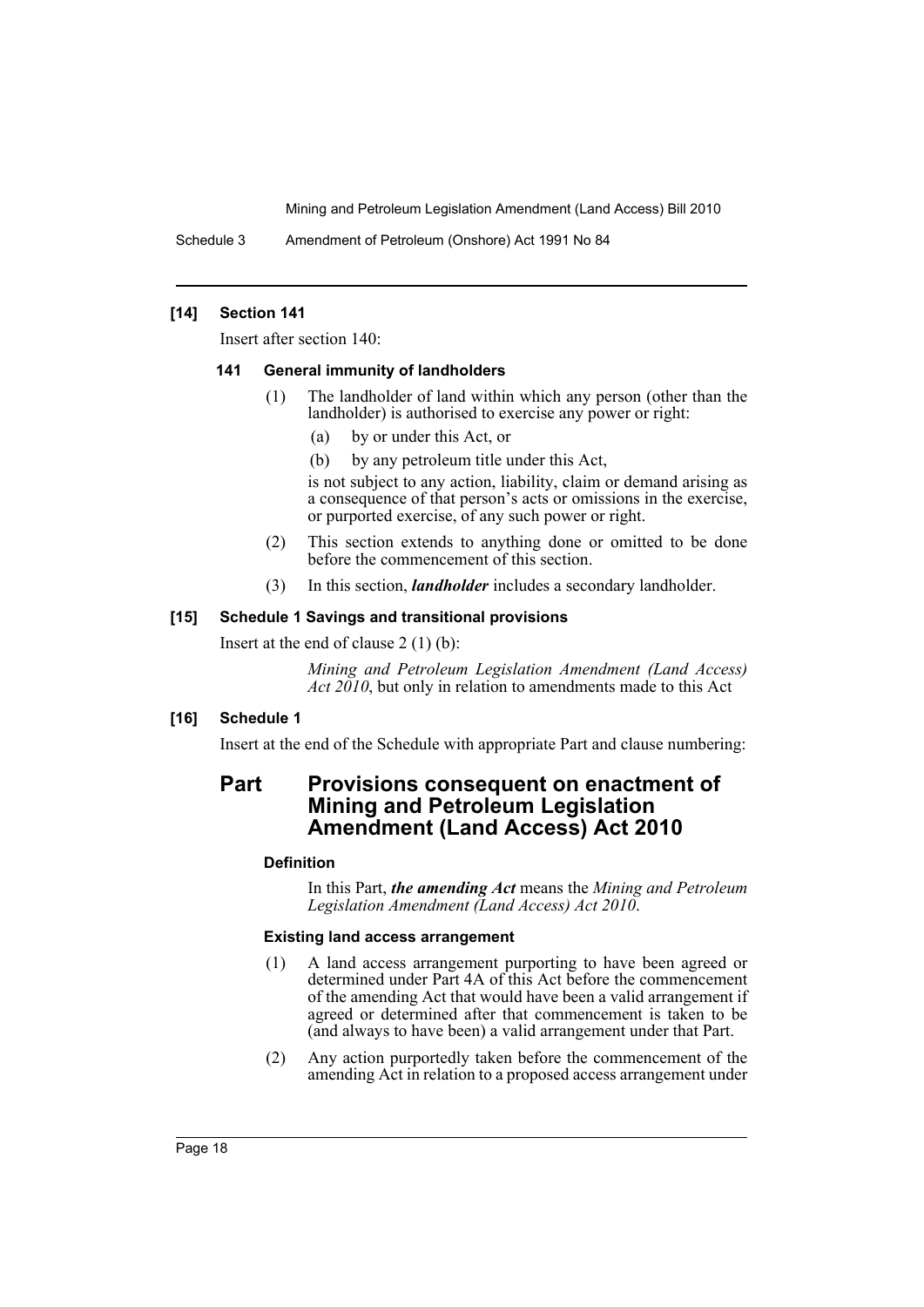**[14] Section 141**

Insert after section 140:

**141 General immunity of landholders**

(1) The landholder of land within which any person (other than the landholder) is authorised to exercise any power or right:

(a) by or under this Act, or

(b) by any petroleum title under this Act,

is not subject to any action, liability, claim or demand arising as a consequence of that person's acts or omissions in the exercise, or purported exercise, of any such power or right.

(2) This section extends to anything done or omitted to be done before the commencement of this section.

(3) In this section, ***landholder*** includes a secondary landholder.

**[15] Schedule 1 Savings and transitional provisions**

Insert at the end of clause 2 (1) (b):

*Mining and Petroleum Legislation Amendment (Land Access) Act 2010*, but only in relation to amendments made to this Act

**[16] Schedule 1**

Insert at the end of the Schedule with appropriate Part and clause numbering:

## Part Provisions consequent on enactment of Mining and Petroleum Legislation Amendment (Land Access) Act 2010

**Definition**

In this Part, ***the amending Act*** means the *Mining and Petroleum Legislation Amendment (Land Access) Act 2010*.

**Existing land access arrangement**

(1) A land access arrangement purporting to have been agreed or determined under Part 4A of this Act before the commencement of the amending Act that would have been a valid arrangement if agreed or determined after that commencement is taken to be (and always to have been) a valid arrangement under that Part.

(2) Any action purportedly taken before the commencement of the amending Act in relation to a proposed access arrangement under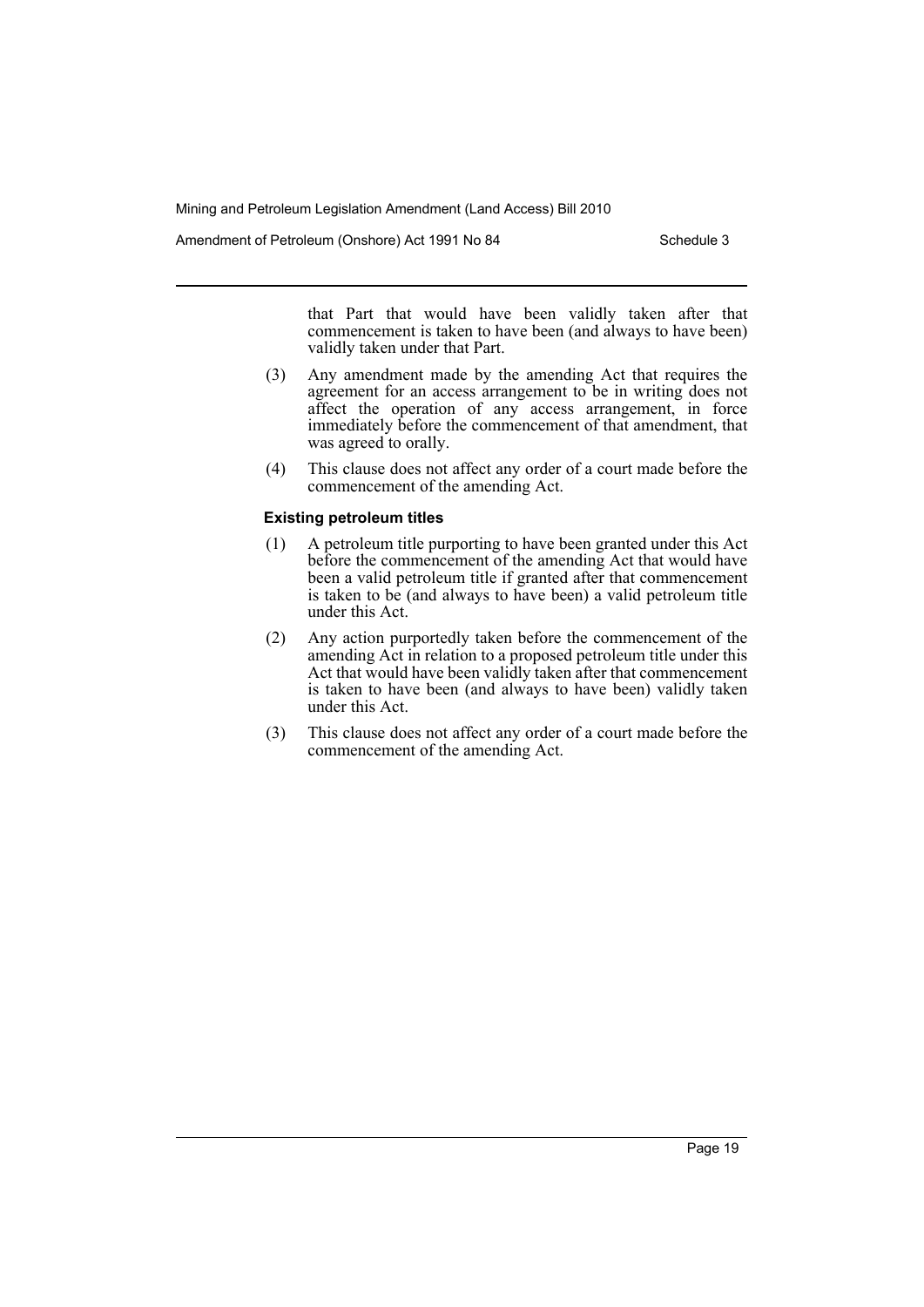that Part that would have been validly taken after that commencement is taken to have been (and always to have been) validly taken under that Part.

(3) Any amendment made by the amending Act that requires the agreement for an access arrangement to be in writing does not affect the operation of any access arrangement, in force immediately before the commencement of that amendment, that was agreed to orally.

(4) This clause does not affect any order of a court made before the commencement of the amending Act.

**Existing petroleum titles**

(1) A petroleum title purporting to have been granted under this Act before the commencement of the amending Act that would have been a valid petroleum title if granted after that commencement is taken to be (and always to have been) a valid petroleum title under this Act.

(2) Any action purportedly taken before the commencement of the amending Act in relation to a proposed petroleum title under this Act that would have been validly taken after that commencement is taken to have been (and always to have been) validly taken under this Act.

(3) This clause does not affect any order of a court made before the commencement of the amending Act.